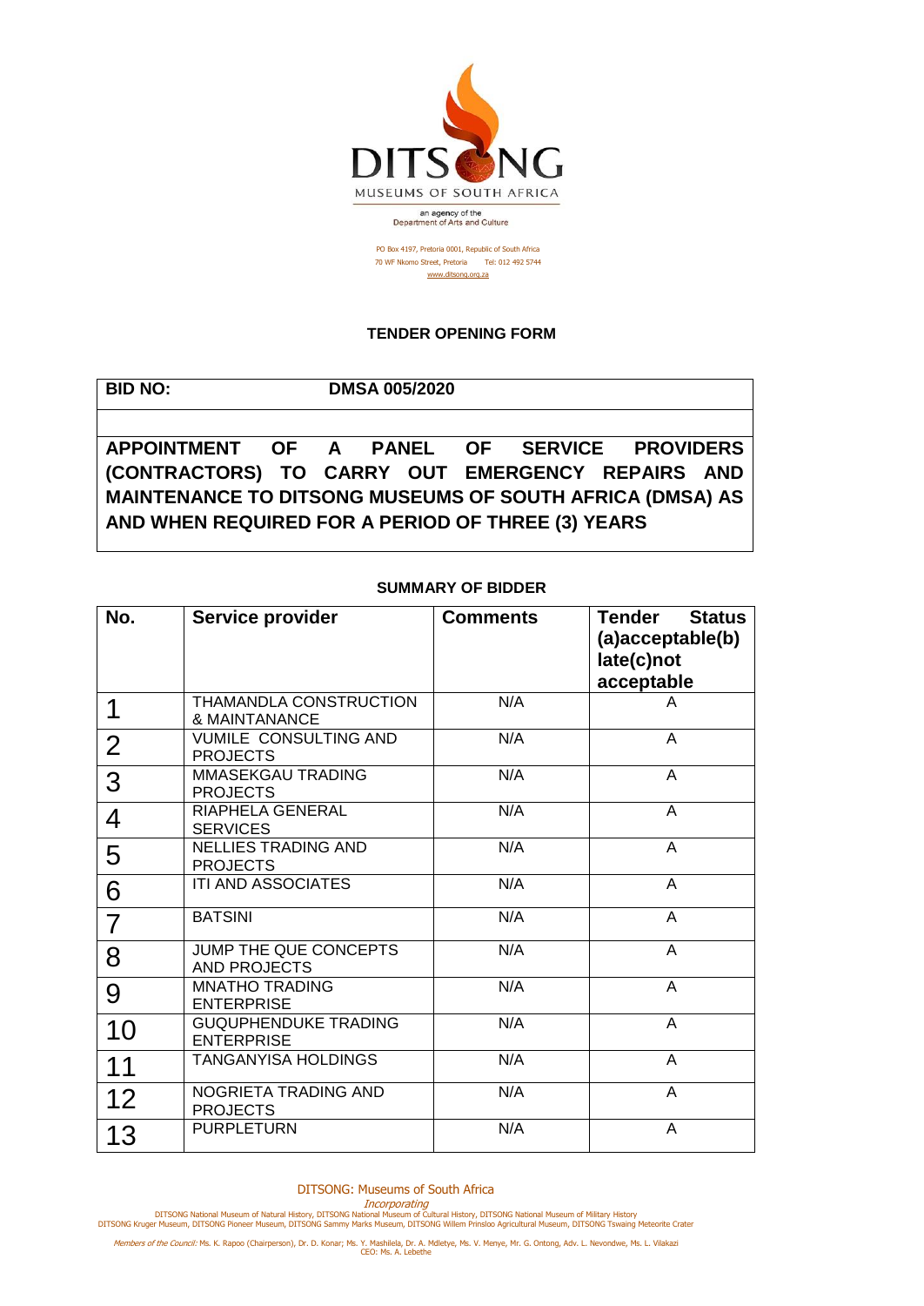DITSONG

MUSEUMS OF SOUTH AFRICA

an agency of the
Department of Arts and Culture

PO Box 4197, Pretoria 0001, Republic of South Africa
70 WF Nkomo Street, Pretoria Tel: 012 492 5744
www.ditsong.org.za

**TENDER OPENING FORM**

| **BID NO:** | **DMSA 005/2020** |
|---|---|
| | |
| **APPOINTMENT OF A PANEL OF SERVICE PROVIDERS (CONTRACTORS) TO CARRY OUT EMERGENCY REPAIRS AND MAINTENANCE TO DITSONG MUSEUMS OF SOUTH AFRICA (DMSA) AS AND WHEN REQUIRED FOR A PERIOD OF THREE (3) YEARS** | |

**SUMMARY OF BIDDER**

| No. | Service provider | Comments | Tender Status (a)acceptable(b) late(c)not acceptable |
|---|---|---|---|
| 1 | THAMANDLA CONSTRUCTION & MAINTANANCE | N/A | A |
| 2 | VUMILE CONSULTING AND PROJECTS | N/A | A |
| 3 | MMASEKGAU TRADING PROJECTS | N/A | A |
| 4 | RIAPHELA GENERAL SERVICES | N/A | A |
| 5 | NELLIES TRADING AND PROJECTS | N/A | A |
| 6 | ITI AND ASSOCIATES | N/A | A |
| 7 | BATSINI | N/A | A |
| 8 | JUMP THE QUE CONCEPTS AND PROJECTS | N/A | A |
| 9 | MNATHO TRADING ENTERPRISE | N/A | A |
| 10 | GUQUPHENDUKE TRADING ENTERPRISE | N/A | A |
| 11 | TANGANYISA HOLDINGS | N/A | A |
| 12 | NOGRIETA TRADING AND PROJECTS | N/A | A |
| 13 | PURPLETURN | N/A | A |

DITSONG: Museums of South Africa

*Incorporating*
DITSONG National Museum of Natural History, DITSONG National Museum of Cultural History, DITSONG National Museum of Military History
DITSONG Kruger Museum, DITSONG Pioneer Museum, DITSONG Sammy Marks Museum, DITSONG Willem Prinsloo Agricultural Museum, DITSONG Tswaing Meteorite Crater

*Members of the Council:* Ms. K. Rapoo (Chairperson), Dr. D. Konar; Ms. Y. Mashilela, Dr. A. Mdletye, Ms. V. Menye, Mr. G. Ontong, Adv. L. Nevondwe, Ms. L. Vilakazi
CEO: Ms. A. Lebethe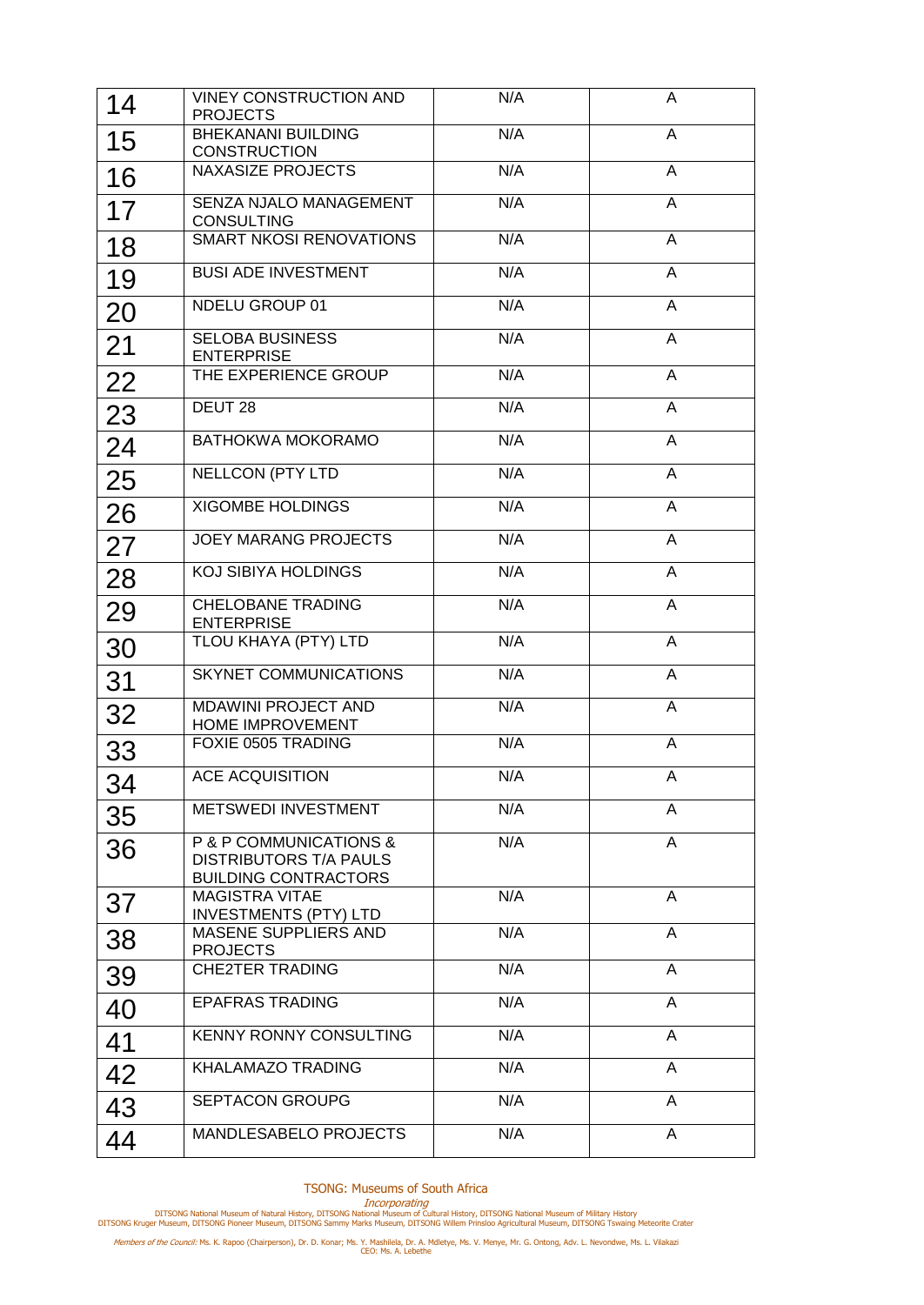| | | | |
|---|---|---|---|
| 14 | VINEY CONSTRUCTION AND PROJECTS | N/A | A |
| 15 | BHEKANANI BUILDING CONSTRUCTION | N/A | A |
| 16 | NAXASIZE PROJECTS | N/A | A |
| 17 | SENZA NJALO MANAGEMENT CONSULTING | N/A | A |
| 18 | SMART NKOSI RENOVATIONS | N/A | A |
| 19 | BUSI ADE INVESTMENT | N/A | A |
| 20 | NDELU GROUP 01 | N/A | A |
| 21 | SELOBA BUSINESS ENTERPRISE | N/A | A |
| 22 | THE EXPERIENCE GROUP | N/A | A |
| 23 | DEUT 28 | N/A | A |
| 24 | BATHOKWA MOKORAMO | N/A | A |
| 25 | NELLCON (PTY LTD | N/A | A |
| 26 | XIGOMBE HOLDINGS | N/A | A |
| 27 | JOEY MARANG PROJECTS | N/A | A |
| 28 | KOJ SIBIYA HOLDINGS | N/A | A |
| 29 | CHELOBANE TRADING ENTERPRISE | N/A | A |
| 30 | TLOU KHAYA (PTY) LTD | N/A | A |
| 31 | SKYNET COMMUNICATIONS | N/A | A |
| 32 | MDAWINI PROJECT AND HOME IMPROVEMENT | N/A | A |
| 33 | FOXIE 0505 TRADING | N/A | A |
| 34 | ACE ACQUISITION | N/A | A |
| 35 | METSWEDI INVESTMENT | N/A | A |
| 36 | P & P COMMUNICATIONS & DISTRIBUTORS T/A PAULS BUILDING CONTRACTORS | N/A | A |
| 37 | MAGISTRA VITAE INVESTMENTS (PTY) LTD | N/A | A |
| 38 | MASENE SUPPLIERS AND PROJECTS | N/A | A |
| 39 | CHE2TER TRADING | N/A | A |
| 40 | EPAFRAS TRADING | N/A | A |
| 41 | KENNY RONNY CONSULTING | N/A | A |
| 42 | KHALAMAZO TRADING | N/A | A |
| 43 | SEPTACON GROUPG | N/A | A |
| 44 | MANDLESABELO PROJECTS | N/A | A |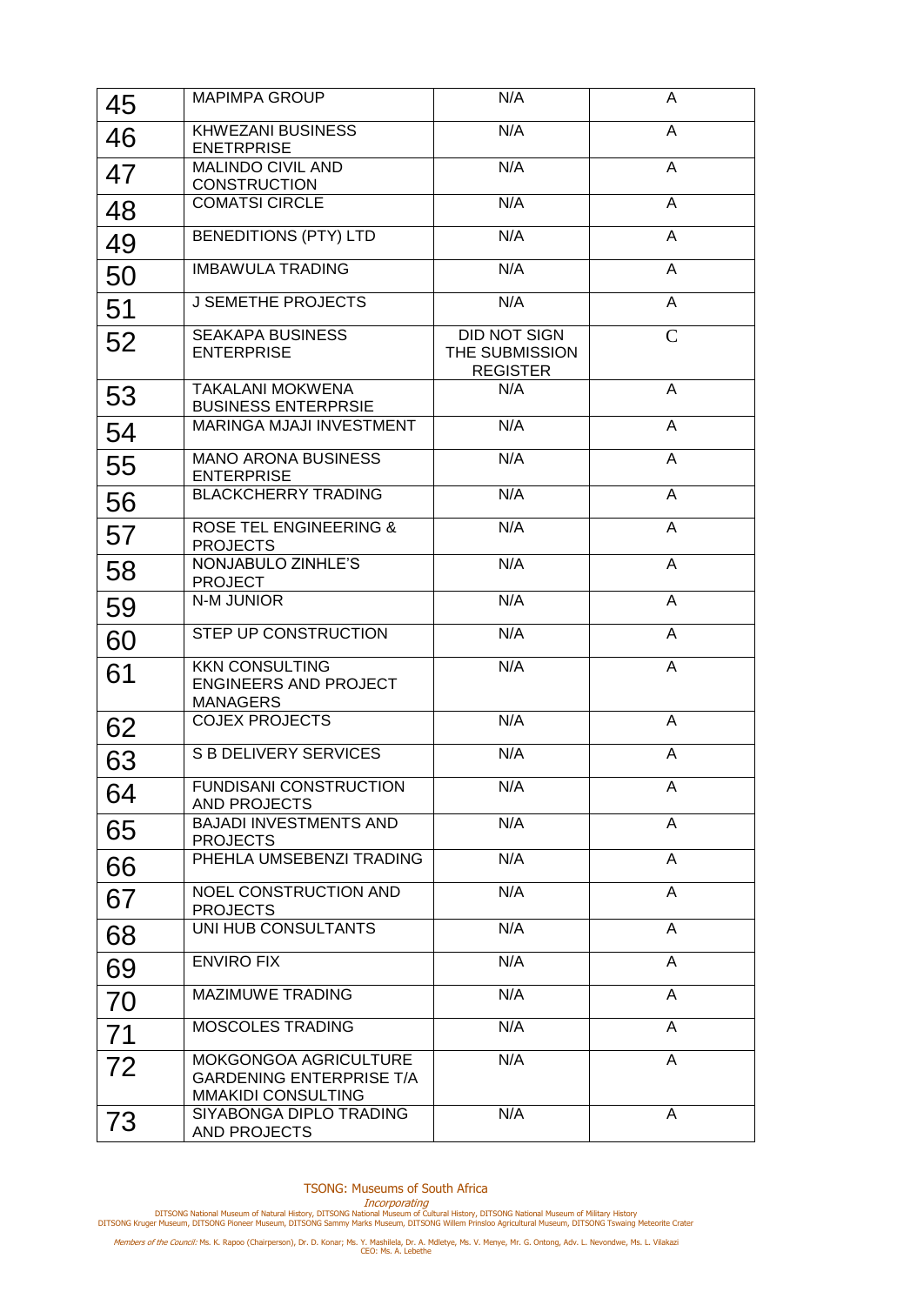| 45 | MAPIMPA GROUP | N/A | A |
|---|---|---|---|
| 46 | KHWEZANI BUSINESS ENETRPRISE | N/A | A |
| 47 | MALINDO CIVIL AND CONSTRUCTION | N/A | A |
| 48 | COMATSI CIRCLE | N/A | A |
| 49 | BENEDITIONS (PTY) LTD | N/A | A |
| 50 | IMBAWULA TRADING | N/A | A |
| 51 | J SEMETHE PROJECTS | N/A | A |
| 52 | SEAKAPA BUSINESS ENTERPRISE | DID NOT SIGN THE SUBMISSION REGISTER | C |
| 53 | TAKALANI MOKWENA BUSINESS ENTERPRSIE | N/A | A |
| 54 | MARINGA MJAJI INVESTMENT | N/A | A |
| 55 | MANO ARONA BUSINESS ENTERPRISE | N/A | A |
| 56 | BLACKCHERRY TRADING | N/A | A |
| 57 | ROSE TEL ENGINEERING & PROJECTS | N/A | A |
| 58 | NONJABULO ZINHLE'S PROJECT | N/A | A |
| 59 | N-M JUNIOR | N/A | A |
| 60 | STEP UP CONSTRUCTION | N/A | A |
| 61 | KKN CONSULTING ENGINEERS AND PROJECT MANAGERS | N/A | A |
| 62 | COJEX PROJECTS | N/A | A |
| 63 | S B DELIVERY SERVICES | N/A | A |
| 64 | FUNDISANI CONSTRUCTION AND PROJECTS | N/A | A |
| 65 | BAJADI INVESTMENTS AND PROJECTS | N/A | A |
| 66 | PHEHLA UMSEBENZI TRADING | N/A | A |
| 67 | NOEL CONSTRUCTION AND PROJECTS | N/A | A |
| 68 | UNI HUB CONSULTANTS | N/A | A |
| 69 | ENVIRO FIX | N/A | A |
| 70 | MAZIMUWE TRADING | N/A | A |
| 71 | MOSCOLES TRADING | N/A | A |
| 72 | MOKGONGOA AGRICULTURE GARDENING ENTERPRISE T/A MMAKIDI CONSULTING | N/A | A |
| 73 | SIYABONGA DIPLO TRADING AND PROJECTS | N/A | A |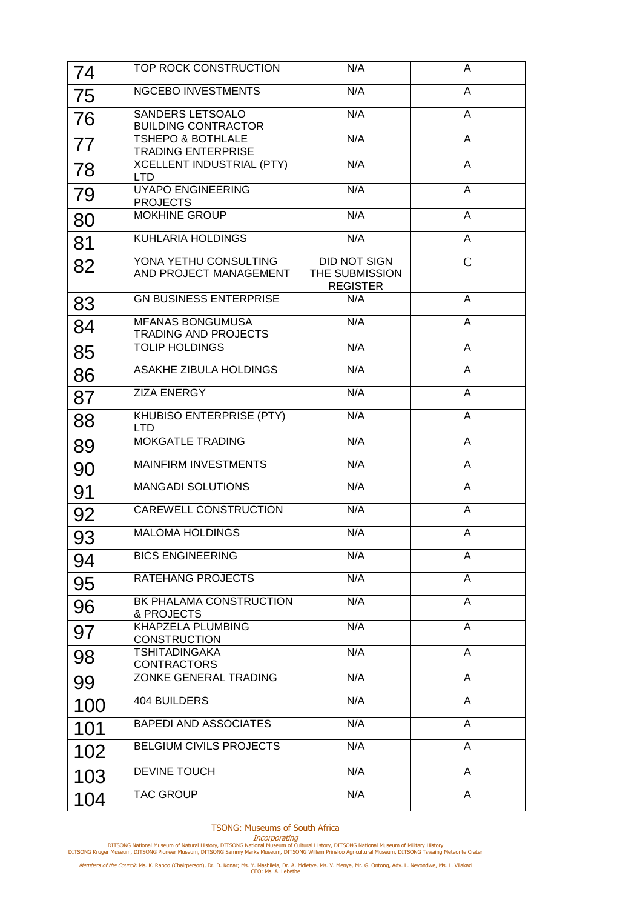| | | | |
|---|---|---|---|
| 74 | TOP ROCK CONSTRUCTION | N/A | A |
| 75 | NGCEBO INVESTMENTS | N/A | A |
| 76 | SANDERS LETSOALO BUILDING CONTRACTOR | N/A | A |
| 77 | TSHEPO & BOTHLALE TRADING ENTERPRISE | N/A | A |
| 78 | XCELLENT INDUSTRIAL (PTY) LTD | N/A | A |
| 79 | UYAPO ENGINEERING PROJECTS | N/A | A |
| 80 | MOKHINE GROUP | N/A | A |
| 81 | KUHLARIA HOLDINGS | N/A | A |
| 82 | YONA YETHU CONSULTING AND PROJECT MANAGEMENT | DID NOT SIGN THE SUBMISSION REGISTER | C |
| 83 | GN BUSINESS ENTERPRISE | N/A | A |
| 84 | MFANAS BONGUMUSA TRADING AND PROJECTS | N/A | A |
| 85 | TOLIP HOLDINGS | N/A | A |
| 86 | ASAKHE ZIBULA HOLDINGS | N/A | A |
| 87 | ZIZA ENERGY | N/A | A |
| 88 | KHUBISO ENTERPRISE (PTY) LTD | N/A | A |
| 89 | MOKGATLE TRADING | N/A | A |
| 90 | MAINFIRM INVESTMENTS | N/A | A |
| 91 | MANGADI SOLUTIONS | N/A | A |
| 92 | CAREWELL CONSTRUCTION | N/A | A |
| 93 | MALOMA HOLDINGS | N/A | A |
| 94 | BICS ENGINEERING | N/A | A |
| 95 | RATEHANG PROJECTS | N/A | A |
| 96 | BK PHALAMA CONSTRUCTION & PROJECTS | N/A | A |
| 97 | KHAPZELA PLUMBING CONSTRUCTION | N/A | A |
| 98 | TSHITADINGAKA CONTRACTORS | N/A | A |
| 99 | ZONKE GENERAL TRADING | N/A | A |
| 100 | 404 BUILDERS | N/A | A |
| 101 | BAPEDI AND ASSOCIATES | N/A | A |
| 102 | BELGIUM CIVILS PROJECTS | N/A | A |
| 103 | DEVINE TOUCH | N/A | A |
| 104 | TAC GROUP | N/A | A |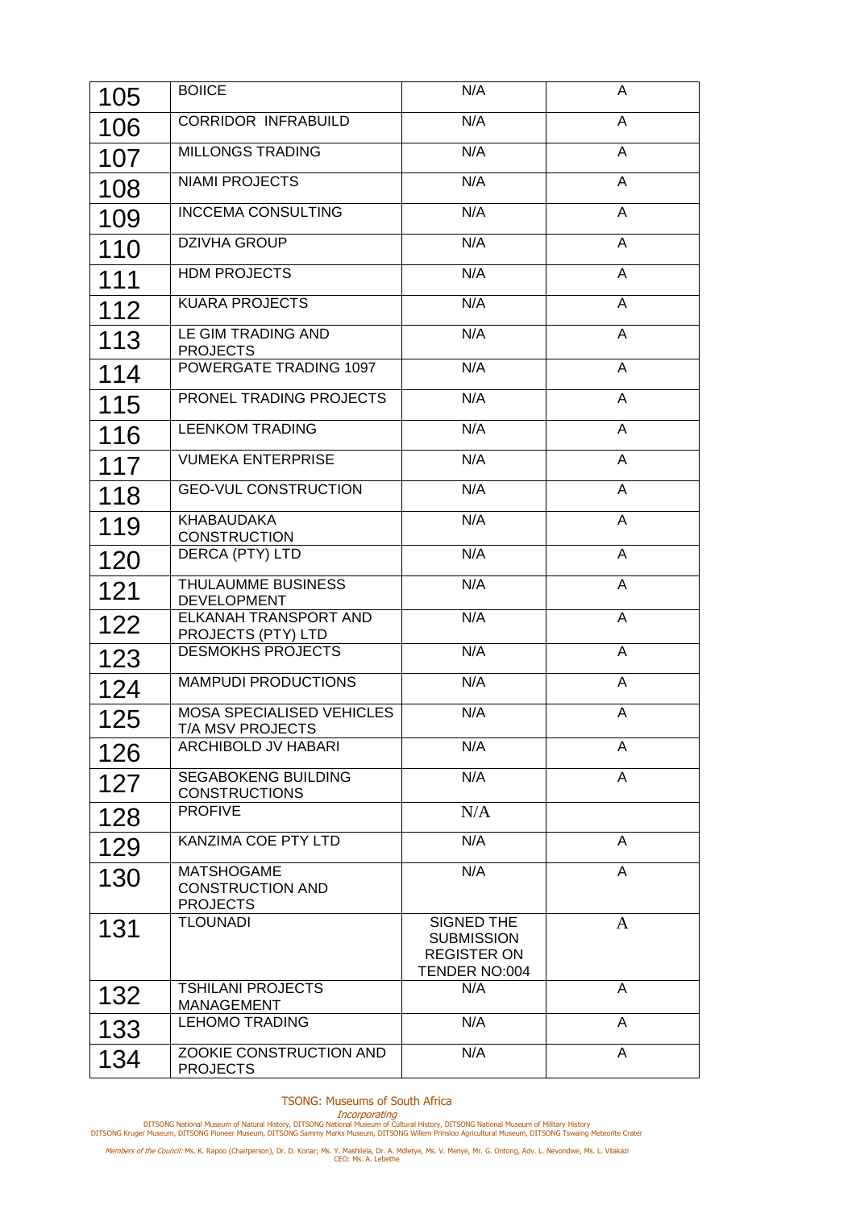| | | | |
|---|---|---|---|
| 105 | BOIICE | N/A | A |
| 106 | CORRIDOR INFRABUILD | N/A | A |
| 107 | MILLONGS TRADING | N/A | A |
| 108 | NIAMI PROJECTS | N/A | A |
| 109 | INCCEMA CONSULTING | N/A | A |
| 110 | DZIVHA GROUP | N/A | A |
| 111 | HDM PROJECTS | N/A | A |
| 112 | KUARA PROJECTS | N/A | A |
| 113 | LE GIM TRADING AND PROJECTS | N/A | A |
| 114 | POWERGATE TRADING 1097 | N/A | A |
| 115 | PRONEL TRADING PROJECTS | N/A | A |
| 116 | LEENKOM TRADING | N/A | A |
| 117 | VUMEKA ENTERPRISE | N/A | A |
| 118 | GEO-VUL CONSTRUCTION | N/A | A |
| 119 | KHABAUDAKA CONSTRUCTION | N/A | A |
| 120 | DERCA (PTY) LTD | N/A | A |
| 121 | THULAUMME BUSINESS DEVELOPMENT | N/A | A |
| 122 | ELKANAH TRANSPORT AND PROJECTS (PTY) LTD | N/A | A |
| 123 | DESMOKHS PROJECTS | N/A | A |
| 124 | MAMPUDI PRODUCTIONS | N/A | A |
| 125 | MOSA SPECIALISED VEHICLES T/A MSV PROJECTS | N/A | A |
| 126 | ARCHIBOLD JV HABARI | N/A | A |
| 127 | SEGABOKENG BUILDING CONSTRUCTIONS | N/A | A |
| 128 | PROFIVE | N/A | |
| 129 | KANZIMA COE PTY LTD | N/A | A |
| 130 | MATSHOGAME CONSTRUCTION AND PROJECTS | N/A | A |
| 131 | TLOUNADI | SIGNED THE SUBMISSION REGISTER ON TENDER NO:004 | A |
| 132 | TSHILANI PROJECTS MANAGEMENT | N/A | A |
| 133 | LEHOMO TRADING | N/A | A |
| 134 | ZOOKIE CONSTRUCTION AND PROJECTS | N/A | A |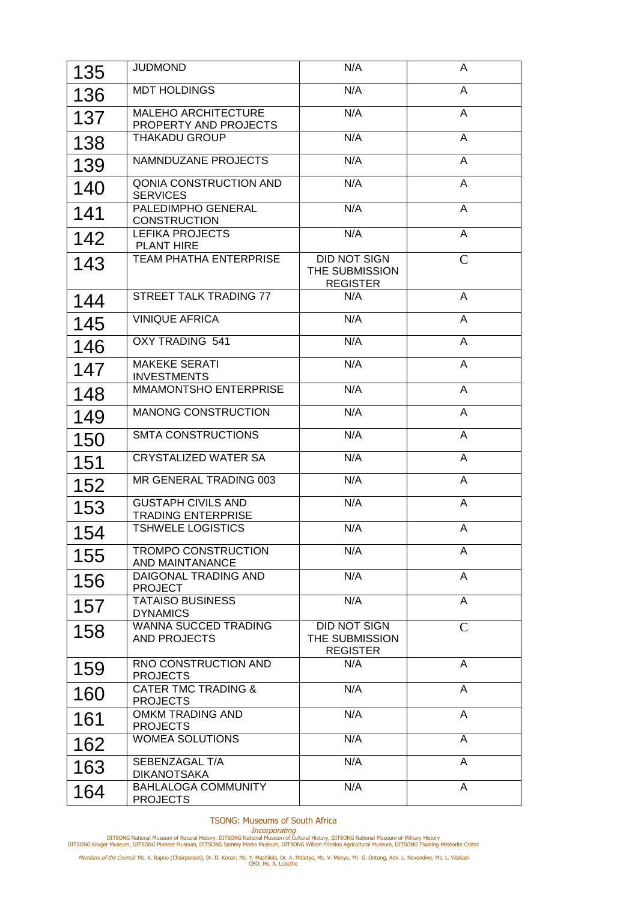| 135 | JUDMOND | N/A | A |
|---|---|---|---|
| 136 | MDT HOLDINGS | N/A | A |
| 137 | MALEHO ARCHITECTURE PROPERTY AND PROJECTS | N/A | A |
| 138 | THAKADU GROUP | N/A | A |
| 139 | NAMNDUZANE PROJECTS | N/A | A |
| 140 | QONIA CONSTRUCTION AND SERVICES | N/A | A |
| 141 | PALEDIMPHO GENERAL CONSTRUCTION | N/A | A |
| 142 | LEFIKA PROJECTS PLANT HIRE | N/A | A |
| 143 | TEAM PHATHA ENTERPRISE | DID NOT SIGN THE SUBMISSION REGISTER | C |
| 144 | STREET TALK TRADING 77 | N/A | A |
| 145 | VINIQUE AFRICA | N/A | A |
| 146 | OXY TRADING 541 | N/A | A |
| 147 | MAKEKE SERATI INVESTMENTS | N/A | A |
| 148 | MMAMONTSHO ENTERPRISE | N/A | A |
| 149 | MANONG CONSTRUCTION | N/A | A |
| 150 | SMTA CONSTRUCTIONS | N/A | A |
| 151 | CRYSTALIZED WATER SA | N/A | A |
| 152 | MR GENERAL TRADING 003 | N/A | A |
| 153 | GUSTAPH CIVILS AND TRADING ENTERPRISE | N/A | A |
| 154 | TSHWELE LOGISTICS | N/A | A |
| 155 | TROMPO CONSTRUCTION AND MAINTANANCE | N/A | A |
| 156 | DAIGONAL TRADING AND PROJECT | N/A | A |
| 157 | TATAISO BUSINESS DYNAMICS | N/A | A |
| 158 | WANNA SUCCED TRADING AND PROJECTS | DID NOT SIGN THE SUBMISSION REGISTER | C |
| 159 | RNO CONSTRUCTION AND PROJECTS | N/A | A |
| 160 | CATER TMC TRADING & PROJECTS | N/A | A |
| 161 | OMKM TRADING AND PROJECTS | N/A | A |
| 162 | WOMEA SOLUTIONS | N/A | A |
| 163 | SEBENZAGAL T/A DIKANOTSAKA | N/A | A |
| 164 | BAHLALOGA COMMUNITY PROJECTS | N/A | A |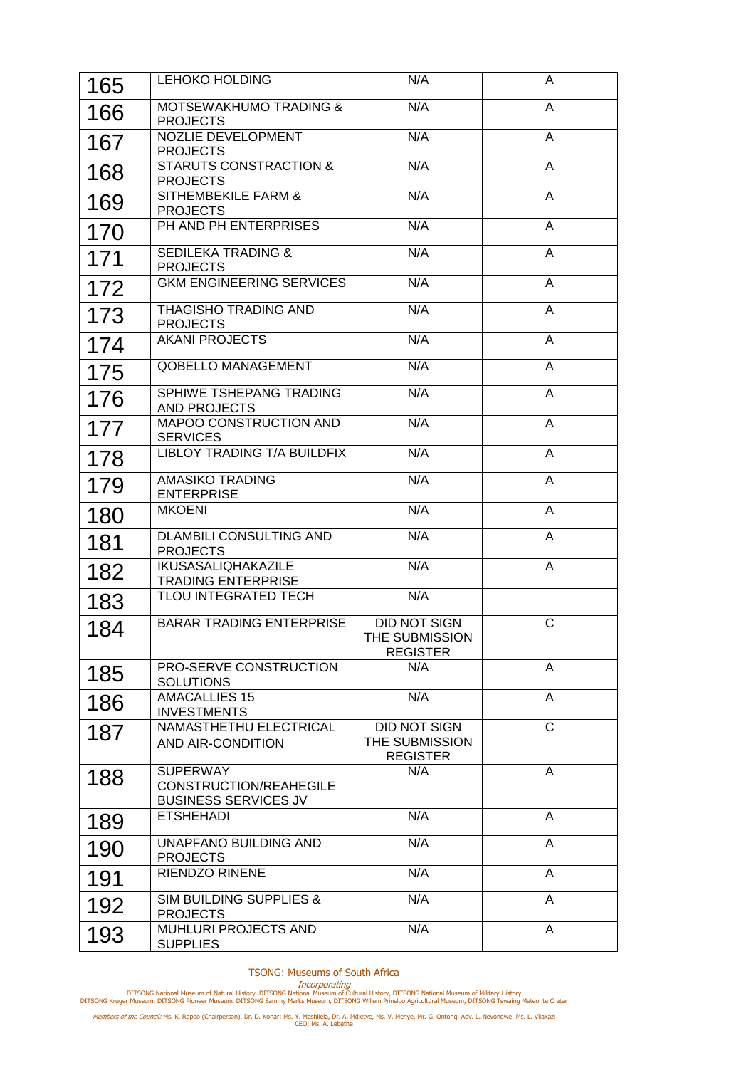| | | | |
|---|---|---|---|
| 165 | LEHOKO HOLDING | N/A | A |
| 166 | MOTSEWAKHUMO TRADING & PROJECTS | N/A | A |
| 167 | NOZLIE DEVELOPMENT PROJECTS | N/A | A |
| 168 | STARUTS CONSTRACTION & PROJECTS | N/A | A |
| 169 | SITHEMBEKILE FARM & PROJECTS | N/A | A |
| 170 | PH AND PH ENTERPRISES | N/A | A |
| 171 | SEDILEKA TRADING & PROJECTS | N/A | A |
| 172 | GKM ENGINEERING SERVICES | N/A | A |
| 173 | THAGISHO TRADING AND PROJECTS | N/A | A |
| 174 | AKANI PROJECTS | N/A | A |
| 175 | QOBELLO MANAGEMENT | N/A | A |
| 176 | SPHIWE TSHEPANG TRADING AND PROJECTS | N/A | A |
| 177 | MAPOO CONSTRUCTION AND SERVICES | N/A | A |
| 178 | LIBLOY TRADING T/A BUILDFIX | N/A | A |
| 179 | AMASIKO TRADING ENTERPRISE | N/A | A |
| 180 | MKOENI | N/A | A |
| 181 | DLAMBILI CONSULTING AND PROJECTS | N/A | A |
| 182 | IKUSASALIQHAKAZILE TRADING ENTERPRISE | N/A | A |
| 183 | TLOU INTEGRATED TECH | N/A | |
| 184 | BARAR TRADING ENTERPRISE | DID NOT SIGN THE SUBMISSION REGISTER | C |
| 185 | PRO-SERVE CONSTRUCTION SOLUTIONS | N/A | A |
| 186 | AMACALLIES 15 INVESTMENTS | N/A | A |
| 187 | NAMASTHETHU ELECTRICAL AND AIR-CONDITION | DID NOT SIGN THE SUBMISSION REGISTER | C |
| 188 | SUPERWAY CONSTRUCTION/REAHEGILE BUSINESS SERVICES JV | N/A | A |
| 189 | ETSHEHADI | N/A | A |
| 190 | UNAPFANO BUILDING AND PROJECTS | N/A | A |
| 191 | RIENDZO RINENE | N/A | A |
| 192 | SIM BUILDING SUPPLIES & PROJECTS | N/A | A |
| 193 | MUHLURI PROJECTS AND SUPPLIES | N/A | A |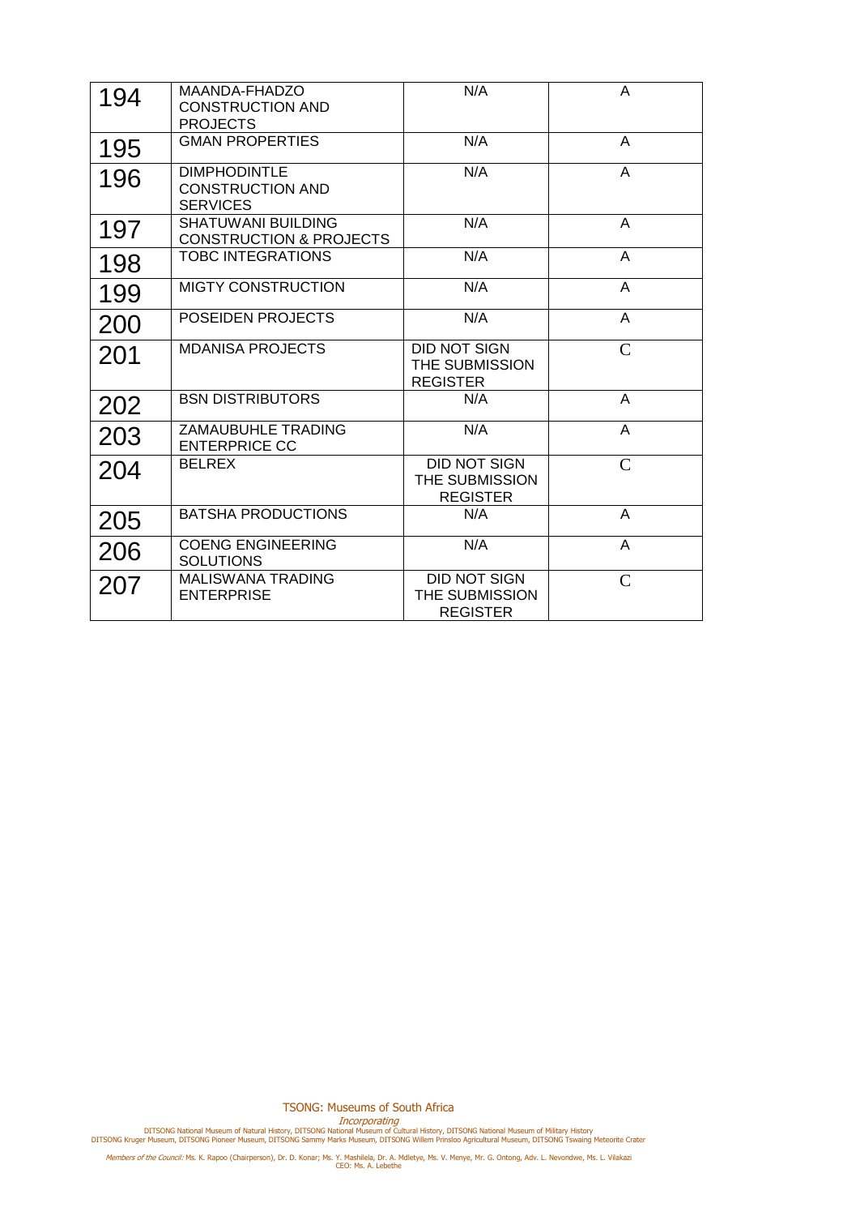| | | | |
|---|---|---|---|
| 194 | MAANDA-FHADZO CONSTRUCTION AND PROJECTS | N/A | A |
| 195 | GMAN PROPERTIES | N/A | A |
| 196 | DIMPHODINTLE CONSTRUCTION AND SERVICES | N/A | A |
| 197 | SHATUWANI BUILDING CONSTRUCTION & PROJECTS | N/A | A |
| 198 | TOBC INTEGRATIONS | N/A | A |
| 199 | MIGTY CONSTRUCTION | N/A | A |
| 200 | POSEIDEN PROJECTS | N/A | A |
| 201 | MDANISA PROJECTS | DID NOT SIGN THE SUBMISSION REGISTER | C |
| 202 | BSN DISTRIBUTORS | N/A | A |
| 203 | ZAMAUBUHLE TRADING ENTERPRICE CC | N/A | A |
| 204 | BELREX | DID NOT SIGN THE SUBMISSION REGISTER | C |
| 205 | BATSHA PRODUCTIONS | N/A | A |
| 206 | COENG ENGINEERING SOLUTIONS | N/A | A |
| 207 | MALISWANA TRADING ENTERPRISE | DID NOT SIGN THE SUBMISSION REGISTER | C |